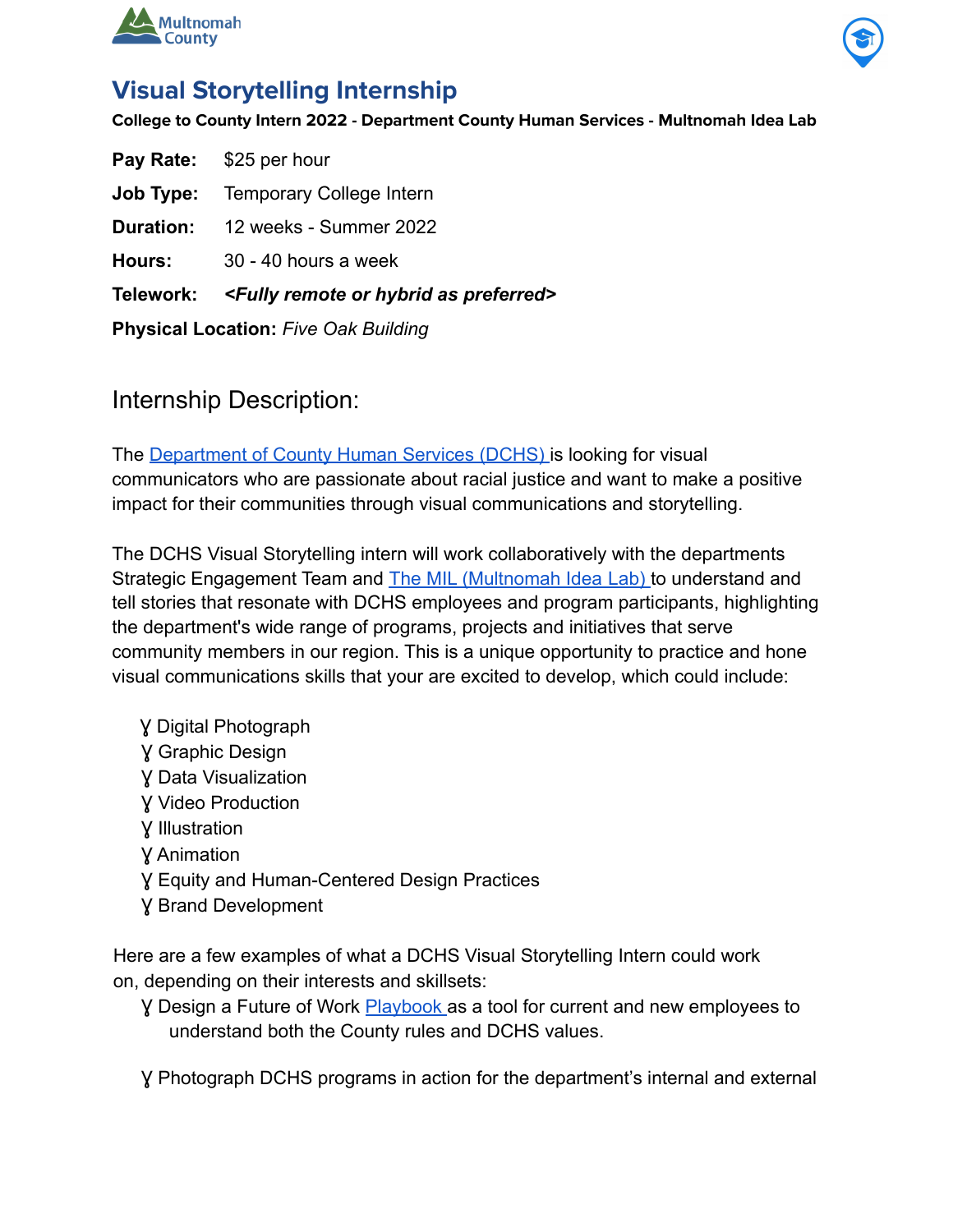# Visual Storytelling Internship

**College to County Intern 2022 - Department County Human Services - Multnomah Idea Lab**

**Pay Rate:** $25 per hour

**Job Type:** Temporary College Intern

**Duration:** 12 weeks - Summer 2022

**Hours:** 30 - 40 hours a week

**Telework:** ***<Fully remote or hybrid as preferred>***

**Physical Location:** *Five Oak Building*

## Internship Description:

The Department of County Human Services (DCHS) is looking for visual communicators who are passionate about racial justice and want to make a positive impact for their communities through visual communications and storytelling.

The DCHS Visual Storytelling intern will work collaboratively with the departments Strategic Engagement Team and The MIL (Multnomah Idea Lab) to understand and tell stories that resonate with DCHS employees and program participants, highlighting the department's wide range of programs, projects and initiatives that serve community members in our region. This is a unique opportunity to practice and hone visual communications skills that your are excited to develop, which could include:

- Digital Photograph
- Graphic Design
- Data Visualization
- Video Production
- Illustration
- Animation
- Equity and Human-Centered Design Practices
- Brand Development

Here are a few examples of what a DCHS Visual Storytelling Intern could work on, depending on their interests and skillsets:

- Design a Future of Work Playbook as a tool for current and new employees to understand both the County rules and DCHS values.

- Photograph DCHS programs in action for the department's internal and external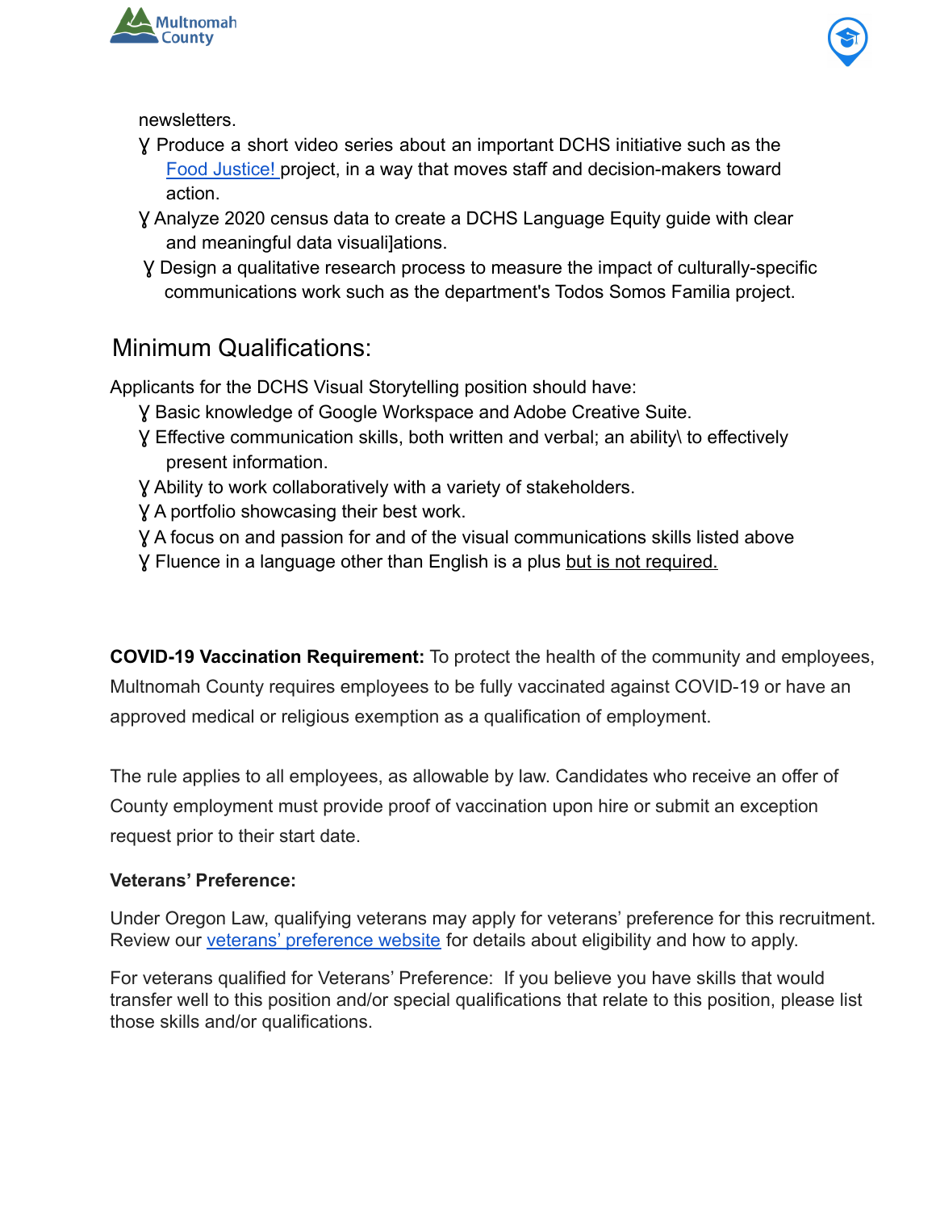newsletters.

- Produce a short video series about an important DCHS initiative such as the Food Justice! project, in a way that moves staff and decision-makers toward action.
- Analyze 2020 census data to create a DCHS Language Equity guide with clear and meaningful data visuali]ations.
- Design a qualitative research process to measure the impact of culturally-specific communications work such as the department's Todos Somos Familia project.

## Minimum Qualifications:

Applicants for the DCHS Visual Storytelling position should have:

- Basic knowledge of Google Workspace and Adobe Creative Suite.
- Effective communication skills, both written and verbal; an ability\ to effectively present information.
- Ability to work collaboratively with a variety of stakeholders.
- A portfolio showcasing their best work.
- A focus on and passion for and of the visual communications skills listed above
- Fluence in a language other than English is a plus but is not required.

**COVID-19 Vaccination Requirement:** To protect the health of the community and employees, Multnomah County requires employees to be fully vaccinated against COVID-19 or have an approved medical or religious exemption as a qualification of employment.

The rule applies to all employees, as allowable by law. Candidates who receive an offer of County employment must provide proof of vaccination upon hire or submit an exception request prior to their start date.

**Veterans' Preference:**

Under Oregon Law, qualifying veterans may apply for veterans' preference for this recruitment. Review our veterans' preference website for details about eligibility and how to apply.

For veterans qualified for Veterans' Preference: If you believe you have skills that would transfer well to this position and/or special qualifications that relate to this position, please list those skills and/or qualifications.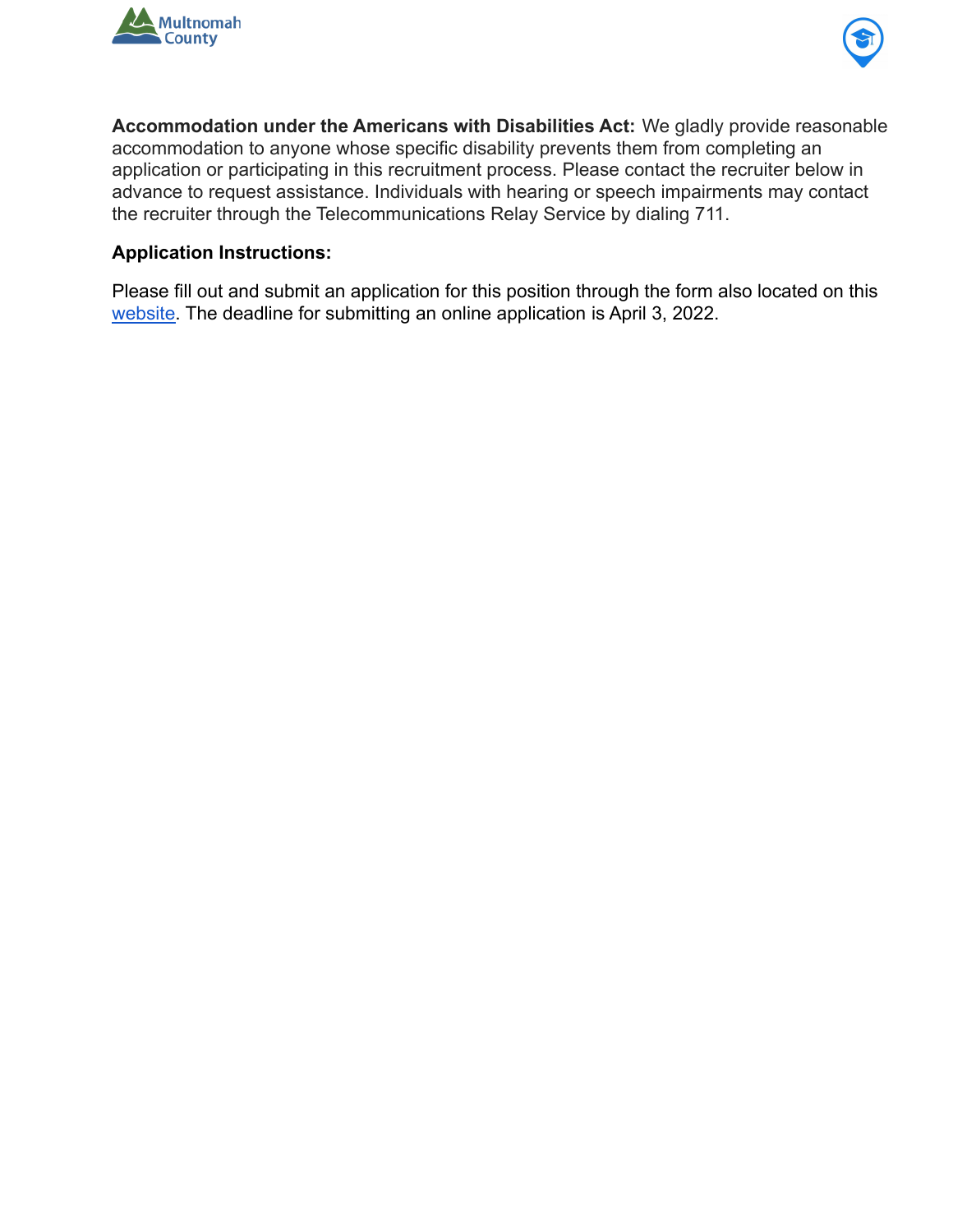**Accommodation under the Americans with Disabilities Act:** We gladly provide reasonable accommodation to anyone whose specific disability prevents them from completing an application or participating in this recruitment process. Please contact the recruiter below in advance to request assistance. Individuals with hearing or speech impairments may contact the recruiter through the Telecommunications Relay Service by dialing 711.

**Application Instructions:**

Please fill out and submit an application for this position through the form also located on this website. The deadline for submitting an online application is April 3, 2022.